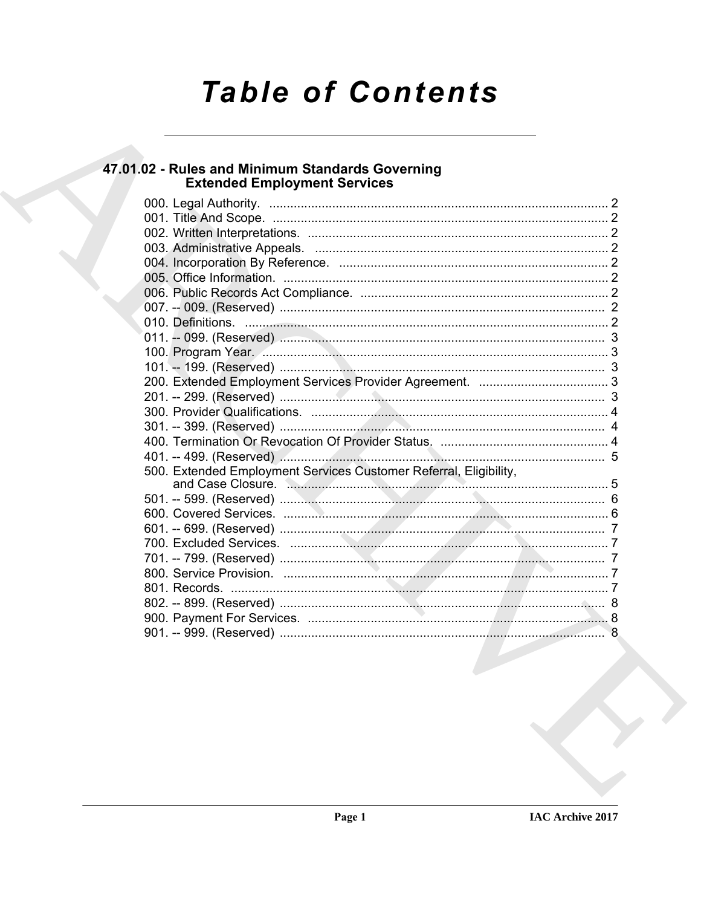# Table of Contents

## 47.01.02 - Rules and Minimum Standards Governing Extended Employment Services

000. Legal Authority. ........................................................................................ 2
001. Title And Scope. ........................................................................................ 2
002. Written Interpretations. ........................................................................................ 2
003. Administrative Appeals. ........................................................................................ 2
004. Incorporation By Reference. ........................................................................................ 2
005. Office Information. ........................................................................................ 2
006. Public Records Act Compliance. ........................................................................................ 2
007. -- 009. (Reserved) ........................................................................................ 2
010. Definitions. ........................................................................................ 2
011. -- 099. (Reserved) ........................................................................................ 3
100. Program Year. ........................................................................................ 3
101. -- 199. (Reserved) ........................................................................................ 3
200. Extended Employment Services Provider Agreement. ........................................................................................ 3
201. -- 299. (Reserved) ........................................................................................ 3
300. Provider Qualifications. ........................................................................................ 4
301. -- 399. (Reserved) ........................................................................................ 4
400. Termination Or Revocation Of Provider Status. ........................................................................................ 4
401. -- 499. (Reserved) ........................................................................................ 5
500. Extended Employment Services Customer Referral, Eligibility, and Case Closure. ........................................................................................ 5
501. -- 599. (Reserved) ........................................................................................ 6
600. Covered Services. ........................................................................................ 6
601. -- 699. (Reserved) ........................................................................................ 7
700. Excluded Services. ........................................................................................ 7
701. -- 799. (Reserved) ........................................................................................ 7
800. Service Provision. ........................................................................................ 7
801. Records. ........................................................................................ 7
802. -- 899. (Reserved) ........................................................................................ 8
900. Payment For Services. ........................................................................................ 8
901. -- 999. (Reserved) ........................................................................................ 8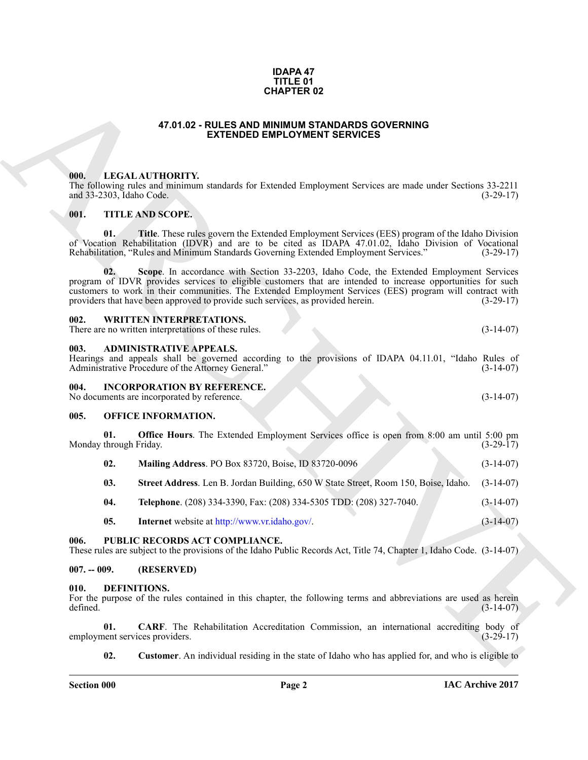**IDAPA 47
TITLE 01
CHAPTER 02**

# 47.01.02 - RULES AND MINIMUM STANDARDS GOVERNING EXTENDED EMPLOYMENT SERVICES

## 000. LEGAL AUTHORITY.

The following rules and minimum standards for Extended Employment Services are made under Sections 33-2211 and 33-2303, Idaho Code. (3-29-17)

## 001. TITLE AND SCOPE.

**01. Title**. These rules govern the Extended Employment Services (EES) program of the Idaho Division of Vocation Rehabilitation (IDVR) and are to be cited as IDAPA 47.01.02, Idaho Division of Vocational Rehabilitation, "Rules and Minimum Standards Governing Extended Employment Services." (3-29-17)

**02. Scope**. In accordance with Section 33-2203, Idaho Code, the Extended Employment Services program of IDVR provides services to eligible customers that are intended to increase opportunities for such customers to work in their communities. The Extended Employment Services (EES) program will contract with providers that have been approved to provide such services, as provided herein. (3-29-17)

## 002. WRITTEN INTERPRETATIONS.

There are no written interpretations of these rules. (3-14-07)

## 003. ADMINISTRATIVE APPEALS.

Hearings and appeals shall be governed according to the provisions of IDAPA 04.11.01, "Idaho Rules of Administrative Procedure of the Attorney General." (3-14-07)

## 004. INCORPORATION BY REFERENCE.

No documents are incorporated by reference. (3-14-07)

## 005. OFFICE INFORMATION.

**01. Office Hours**. The Extended Employment Services office is open from 8:00 am until 5:00 pm Monday through Friday. (3-29-17)

**02. Mailing Address**. PO Box 83720, Boise, ID 83720-0096 (3-14-07)

**03. Street Address**. Len B. Jordan Building, 650 W State Street, Room 150, Boise, Idaho. (3-14-07)

**04. Telephone**. (208) 334-3390, Fax: (208) 334-5305 TDD: (208) 327-7040. (3-14-07)

**05. Internet** website at http://www.vr.idaho.gov/. (3-14-07)

## 006. PUBLIC RECORDS ACT COMPLIANCE.

These rules are subject to the provisions of the Idaho Public Records Act, Title 74, Chapter 1, Idaho Code. (3-14-07)

## 007. -- 009. (RESERVED)

## 010. DEFINITIONS.

For the purpose of the rules contained in this chapter, the following terms and abbreviations are used as herein defined. (3-14-07)

**01. CARF**. The Rehabilitation Accreditation Commission, an international accrediting body of employment services providers. (3-29-17)

**02. Customer**. An individual residing in the state of Idaho who has applied for, and who is eligible to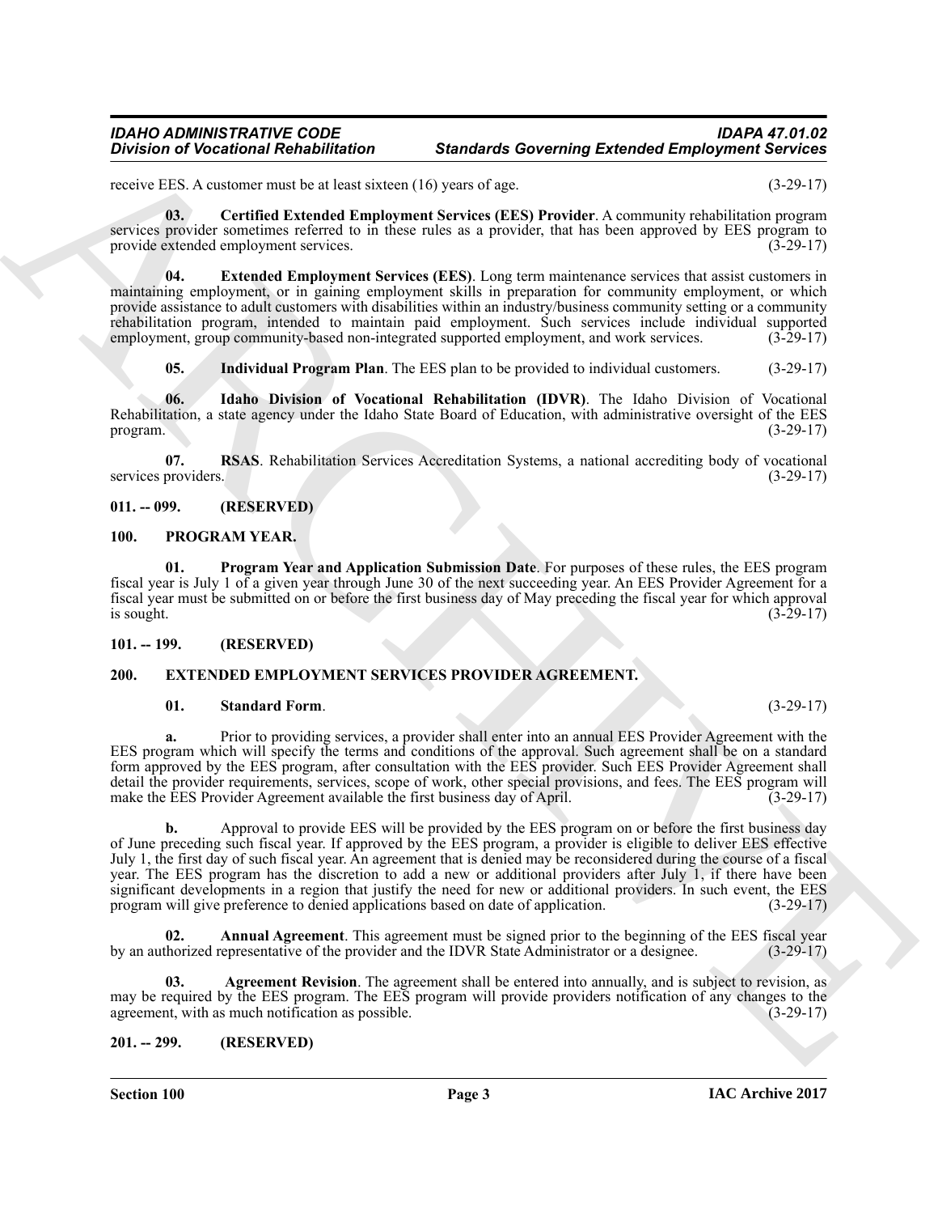receive EES. A customer must be at least sixteen (16) years of age. (3-29-17)

**03. Certified Extended Employment Services (EES) Provider**. A community rehabilitation program services provider sometimes referred to in these rules as a provider, that has been approved by EES program to provide extended employment services. (3-29-17)

**04. Extended Employment Services (EES)**. Long term maintenance services that assist customers in maintaining employment, or in gaining employment skills in preparation for community employment, or which provide assistance to adult customers with disabilities within an industry/business community setting or a community rehabilitation program, intended to maintain paid employment. Such services include individual supported employment, group community-based non-integrated supported employment, and work services. (3-29-17)

**05. Individual Program Plan**. The EES plan to be provided to individual customers. (3-29-17)

**06. Idaho Division of Vocational Rehabilitation (IDVR)**. The Idaho Division of Vocational Rehabilitation, a state agency under the Idaho State Board of Education, with administrative oversight of the EES program. (3-29-17)

**07. RSAS**. Rehabilitation Services Accreditation Systems, a national accrediting body of vocational services providers. (3-29-17)

## 011. -- 099. (RESERVED)

## 100. PROGRAM YEAR.

**01. Program Year and Application Submission Date**. For purposes of these rules, the EES program fiscal year is July 1 of a given year through June 30 of the next succeeding year. An EES Provider Agreement for a fiscal year must be submitted on or before the first business day of May preceding the fiscal year for which approval is sought. (3-29-17)

## 101. -- 199. (RESERVED)

## 200. EXTENDED EMPLOYMENT SERVICES PROVIDER AGREEMENT.

**01. Standard Form**. (3-29-17)

**a.** Prior to providing services, a provider shall enter into an annual EES Provider Agreement with the EES program which will specify the terms and conditions of the approval. Such agreement shall be on a standard form approved by the EES program, after consultation with the EES provider. Such EES Provider Agreement shall detail the provider requirements, services, scope of work, other special provisions, and fees. The EES program will make the EES Provider Agreement available the first business day of April. (3-29-17)

**b.** Approval to provide EES will be provided by the EES program on or before the first business day of June preceding such fiscal year. If approved by the EES program, a provider is eligible to deliver EES effective July 1, the first day of such fiscal year. An agreement that is denied may be reconsidered during the course of a fiscal year. The EES program has the discretion to add a new or additional providers after July 1, if there have been significant developments in a region that justify the need for new or additional providers. In such event, the EES program will give preference to denied applications based on date of application. (3-29-17)

**02. Annual Agreement**. This agreement must be signed prior to the beginning of the EES fiscal year by an authorized representative of the provider and the IDVR State Administrator or a designee. (3-29-17)

**03. Agreement Revision**. The agreement shall be entered into annually, and is subject to revision, as may be required by the EES program. The EES program will provide providers notification of any changes to the agreement, with as much notification as possible. (3-29-17)

## 201. -- 299. (RESERVED)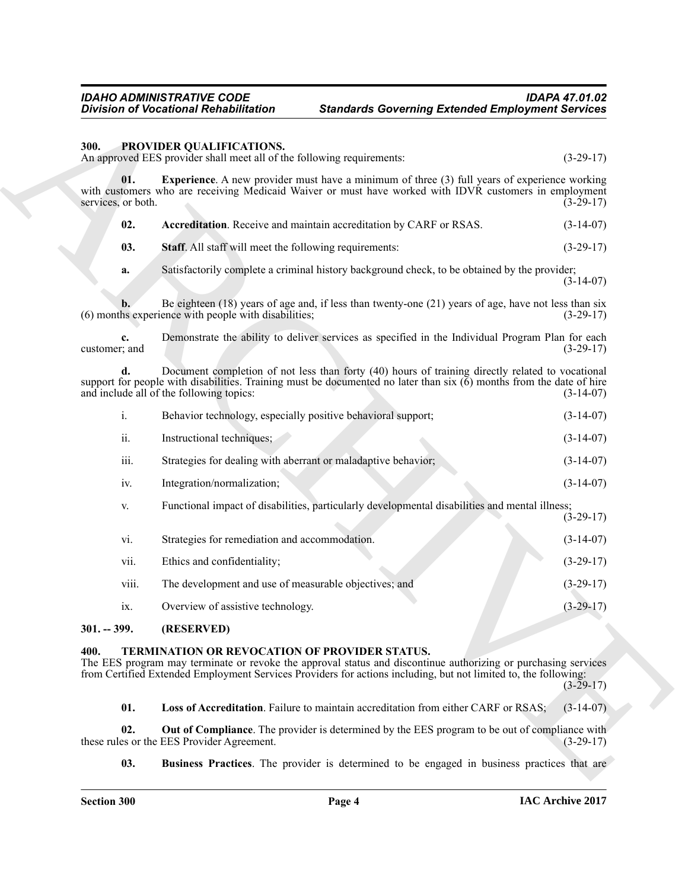## 300. PROVIDER QUALIFICATIONS.

An approved EES provider shall meet all of the following requirements: (3-29-17)

**01. Experience**. A new provider must have a minimum of three (3) full years of experience working with customers who are receiving Medicaid Waiver or must have worked with IDVR customers in employment services, or both. (3-29-17)

**02. Accreditation**. Receive and maintain accreditation by CARF or RSAS. (3-14-07)

**03. Staff**. All staff will meet the following requirements: (3-29-17)

**a.** Satisfactorily complete a criminal history background check, to be obtained by the provider; (3-14-07)

**b.** Be eighteen (18) years of age and, if less than twenty-one (21) years of age, have not less than six (6) months experience with people with disabilities; (3-29-17)

**c.** Demonstrate the ability to deliver services as specified in the Individual Program Plan for each customer; and (3-29-17)

**d.** Document completion of not less than forty (40) hours of training directly related to vocational support for people with disabilities. Training must be documented no later than six (6) months from the date of hire and include all of the following topics: (3-14-07)

i. Behavior technology, especially positive behavioral support; (3-14-07)

ii. Instructional techniques; (3-14-07)

iii. Strategies for dealing with aberrant or maladaptive behavior; (3-14-07)

iv. Integration/normalization; (3-14-07)

v. Functional impact of disabilities, particularly developmental disabilities and mental illness; (3-29-17)

vi. Strategies for remediation and accommodation. (3-14-07)

vii. Ethics and confidentiality; (3-29-17)

viii. The development and use of measurable objectives; and (3-29-17)

ix. Overview of assistive technology. (3-29-17)

## 301. -- 399. (RESERVED)

## 400. TERMINATION OR REVOCATION OF PROVIDER STATUS.

The EES program may terminate or revoke the approval status and discontinue authorizing or purchasing services from Certified Extended Employment Services Providers for actions including, but not limited to, the following: (3-29-17)

**01. Loss of Accreditation**. Failure to maintain accreditation from either CARF or RSAS; (3-14-07)

**02. Out of Compliance**. The provider is determined by the EES program to be out of compliance with these rules or the EES Provider Agreement. (3-29-17)

**03. Business Practices**. The provider is determined to be engaged in business practices that are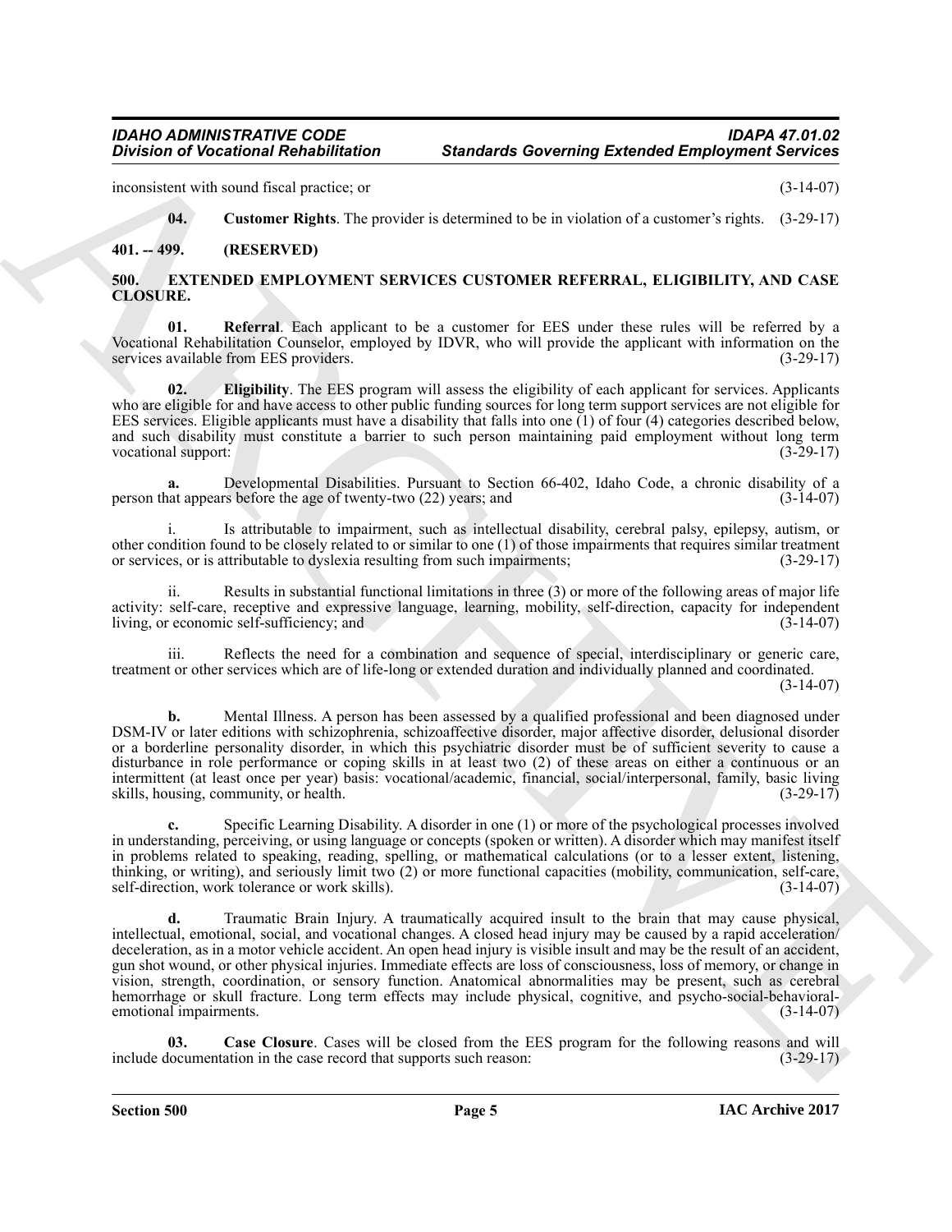inconsistent with sound fiscal practice; or (3-14-07)

**04. Customer Rights**. The provider is determined to be in violation of a customer's rights. (3-29-17)

## 401. -- 499. (RESERVED)

## 500. EXTENDED EMPLOYMENT SERVICES CUSTOMER REFERRAL, ELIGIBILITY, AND CASE CLOSURE.

**01. Referral**. Each applicant to be a customer for EES under these rules will be referred by a Vocational Rehabilitation Counselor, employed by IDVR, who will provide the applicant with information on the services available from EES providers. (3-29-17)

**02. Eligibility**. The EES program will assess the eligibility of each applicant for services. Applicants who are eligible for and have access to other public funding sources for long term support services are not eligible for EES services. Eligible applicants must have a disability that falls into one (1) of four (4) categories described below, and such disability must constitute a barrier to such person maintaining paid employment without long term vocational support: (3-29-17)

**a.** Developmental Disabilities. Pursuant to Section 66-402, Idaho Code, a chronic disability of a person that appears before the age of twenty-two (22) years; and (3-14-07)

i. Is attributable to impairment, such as intellectual disability, cerebral palsy, epilepsy, autism, or other condition found to be closely related to or similar to one (1) of those impairments that requires similar treatment or services, or is attributable to dyslexia resulting from such impairments; (3-29-17)

ii. Results in substantial functional limitations in three (3) or more of the following areas of major life activity: self-care, receptive and expressive language, learning, mobility, self-direction, capacity for independent living, or economic self-sufficiency; and (3-14-07)

iii. Reflects the need for a combination and sequence of special, interdisciplinary or generic care, treatment or other services which are of life-long or extended duration and individually planned and coordinated. (3-14-07)

**b.** Mental Illness. A person has been assessed by a qualified professional and been diagnosed under DSM-IV or later editions with schizophrenia, schizoaffective disorder, major affective disorder, delusional disorder or a borderline personality disorder, in which this psychiatric disorder must be of sufficient severity to cause a disturbance in role performance or coping skills in at least two (2) of these areas on either a continuous or an intermittent (at least once per year) basis: vocational/academic, financial, social/interpersonal, family, basic living skills, housing, community, or health. (3-29-17)

**c.** Specific Learning Disability. A disorder in one (1) or more of the psychological processes involved in understanding, perceiving, or using language or concepts (spoken or written). A disorder which may manifest itself in problems related to speaking, reading, spelling, or mathematical calculations (or to a lesser extent, listening, thinking, or writing), and seriously limit two (2) or more functional capacities (mobility, communication, self-care, self-direction, work tolerance or work skills). (3-14-07)

**d.** Traumatic Brain Injury. A traumatically acquired insult to the brain that may cause physical, intellectual, emotional, social, and vocational changes. A closed head injury may be caused by a rapid acceleration/deceleration, as in a motor vehicle accident. An open head injury is visible insult and may be the result of an accident, gun shot wound, or other physical injuries. Immediate effects are loss of consciousness, loss of memory, or change in vision, strength, coordination, or sensory function. Anatomical abnormalities may be present, such as cerebral hemorrhage or skull fracture. Long term effects may include physical, cognitive, and psycho-social-behavioral-emotional impairments. (3-14-07)

**03. Case Closure**. Cases will be closed from the EES program for the following reasons and will include documentation in the case record that supports such reason: (3-29-17)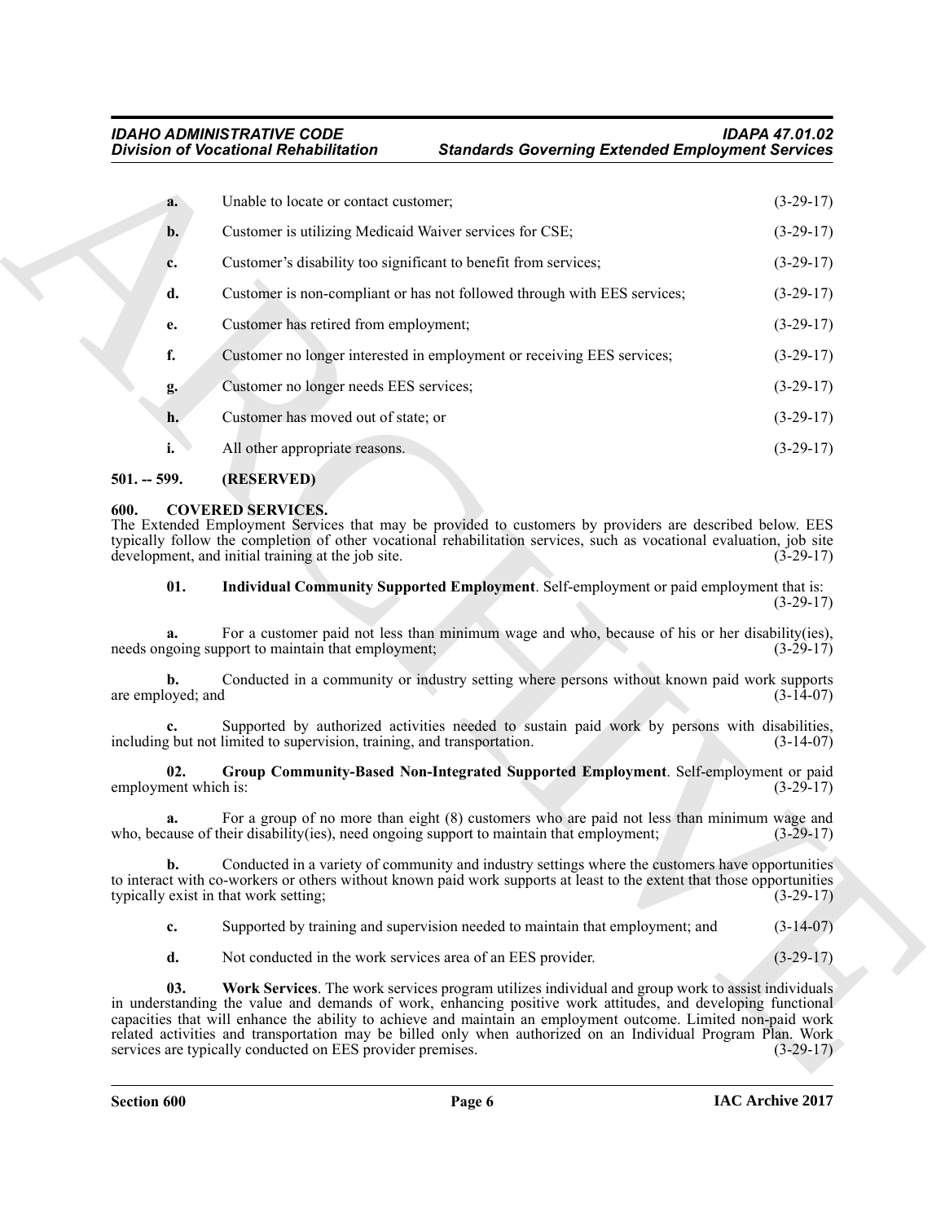a. Unable to locate or contact customer; (3-29-17)

b. Customer is utilizing Medicaid Waiver services for CSE; (3-29-17)

c. Customer's disability too significant to benefit from services; (3-29-17)

d. Customer is non-compliant or has not followed through with EES services; (3-29-17)

e. Customer has retired from employment; (3-29-17)

f. Customer no longer interested in employment or receiving EES services; (3-29-17)

g. Customer no longer needs EES services; (3-29-17)

h. Customer has moved out of state; or (3-29-17)

i. All other appropriate reasons. (3-29-17)

## 501. -- 599. (RESERVED)

## 600. COVERED SERVICES.

The Extended Employment Services that may be provided to customers by providers are described below. EES typically follow the completion of other vocational rehabilitation services, such as vocational evaluation, job site development, and initial training at the job site. (3-29-17)

**01. Individual Community Supported Employment**. Self-employment or paid employment that is: (3-29-17)

a. For a customer paid not less than minimum wage and who, because of his or her disability(ies), needs ongoing support to maintain that employment; (3-29-17)

b. Conducted in a community or industry setting where persons without known paid work supports are employed; and (3-14-07)

c. Supported by authorized activities needed to sustain paid work by persons with disabilities, including but not limited to supervision, training, and transportation. (3-14-07)

**02. Group Community-Based Non-Integrated Supported Employment**. Self-employment or paid employment which is: (3-29-17)

a. For a group of no more than eight (8) customers who are paid not less than minimum wage and who, because of their disability(ies), need ongoing support to maintain that employment; (3-29-17)

b. Conducted in a variety of community and industry settings where the customers have opportunities to interact with co-workers or others without known paid work supports at least to the extent that those opportunities typically exist in that work setting; (3-29-17)

c. Supported by training and supervision needed to maintain that employment; and (3-14-07)

d. Not conducted in the work services area of an EES provider. (3-29-17)

**03. Work Services**. The work services program utilizes individual and group work to assist individuals in understanding the value and demands of work, enhancing positive work attitudes, and developing functional capacities that will enhance the ability to achieve and maintain an employment outcome. Limited non-paid work related activities and transportation may be billed only when authorized on an Individual Program Plan. Work services are typically conducted on EES provider premises. (3-29-17)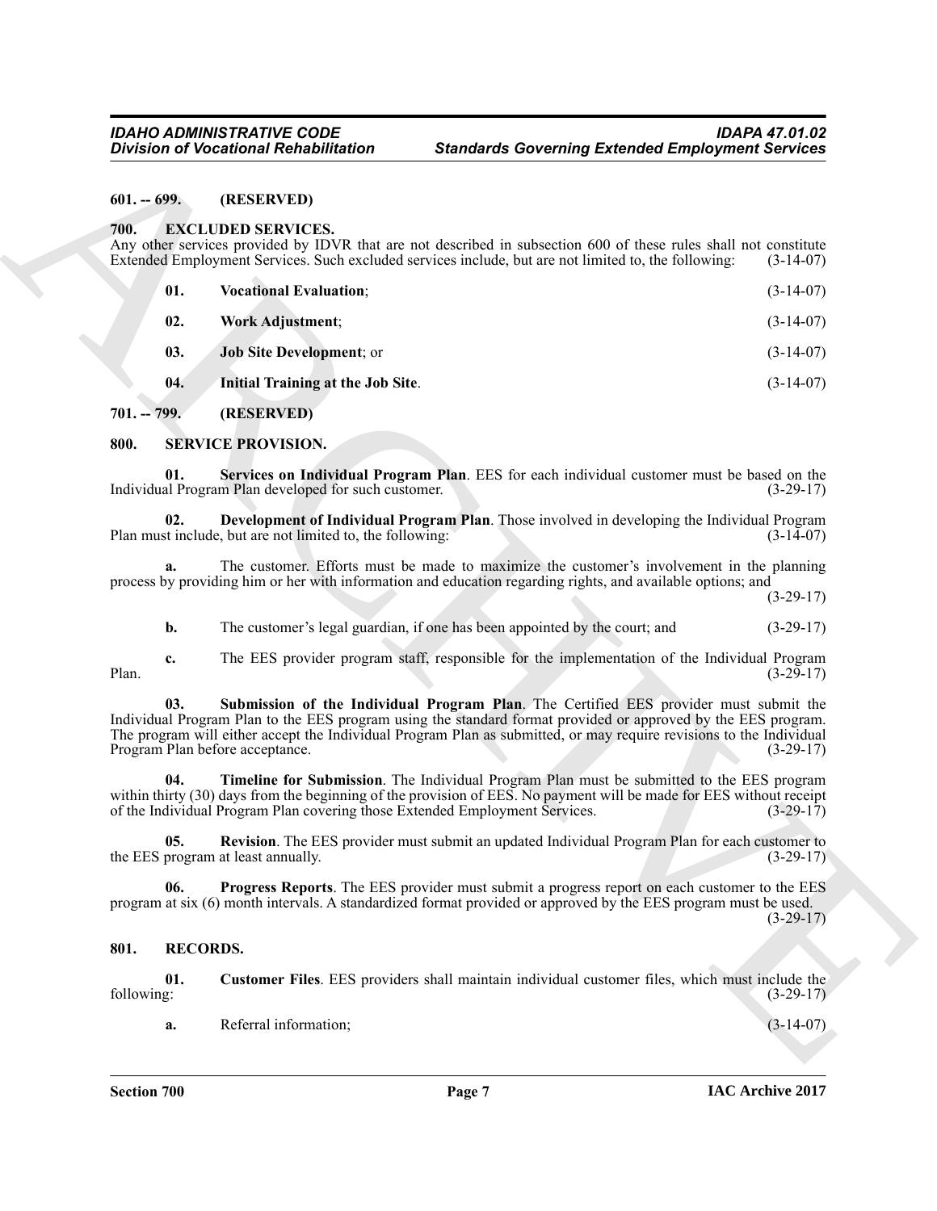**601. -- 699. (RESERVED)**

**700. EXCLUDED SERVICES.**

Any other services provided by IDVR that are not described in subsection 600 of these rules shall not constitute Extended Employment Services. Such excluded services include, but are not limited to, the following: (3-14-07)

**01. Vocational Evaluation**; (3-14-07)

**02. Work Adjustment**; (3-14-07)

**03. Job Site Development**; or (3-14-07)

**04. Initial Training at the Job Site**. (3-14-07)

**701. -- 799. (RESERVED)**

**800. SERVICE PROVISION.**

**01. Services on Individual Program Plan**. EES for each individual customer must be based on the Individual Program Plan developed for such customer. (3-29-17)

**02. Development of Individual Program Plan**. Those involved in developing the Individual Program Plan must include, but are not limited to, the following: (3-14-07)

**a.** The customer. Efforts must be made to maximize the customer's involvement in the planning process by providing him or her with information and education regarding rights, and available options; and (3-29-17)

**b.** The customer's legal guardian, if one has been appointed by the court; and (3-29-17)

**c.** The EES provider program staff, responsible for the implementation of the Individual Program Plan. (3-29-17)

**03. Submission of the Individual Program Plan**. The Certified EES provider must submit the Individual Program Plan to the EES program using the standard format provided or approved by the EES program. The program will either accept the Individual Program Plan as submitted, or may require revisions to the Individual Program Plan before acceptance. (3-29-17)

**04. Timeline for Submission**. The Individual Program Plan must be submitted to the EES program within thirty (30) days from the beginning of the provision of EES. No payment will be made for EES without receipt of the Individual Program Plan covering those Extended Employment Services. (3-29-17)

**05. Revision**. The EES provider must submit an updated Individual Program Plan for each customer to the EES program at least annually. (3-29-17)

**06. Progress Reports**. The EES provider must submit a progress report on each customer to the EES program at six (6) month intervals. A standardized format provided or approved by the EES program must be used. (3-29-17)

**801. RECORDS.**

**01. Customer Files**. EES providers shall maintain individual customer files, which must include the following: (3-29-17)

**a.** Referral information; (3-14-07)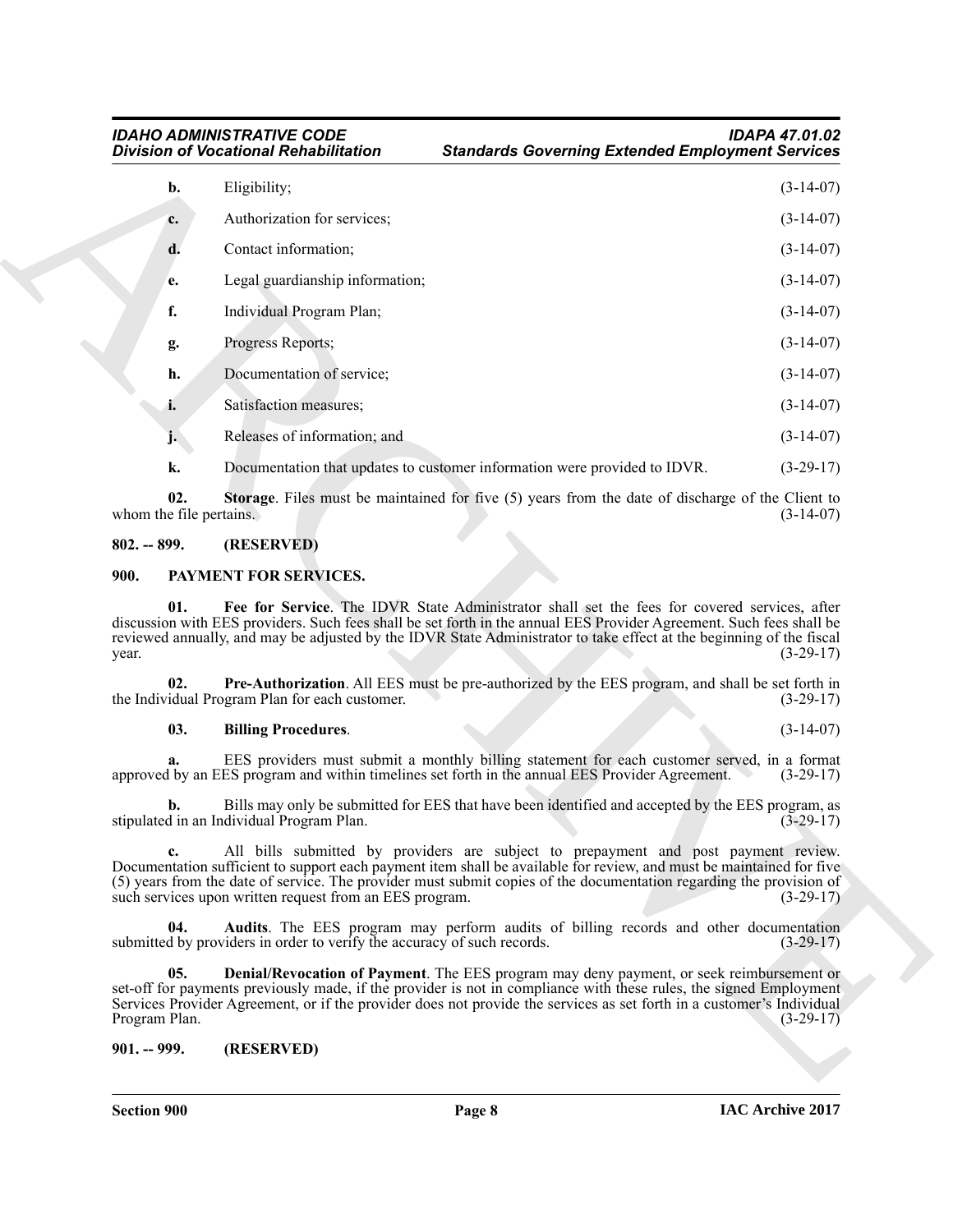**b.** Eligibility; (3-14-07)

**c.** Authorization for services; (3-14-07)

**d.** Contact information; (3-14-07)

**e.** Legal guardianship information; (3-14-07)

**f.** Individual Program Plan; (3-14-07)

**g.** Progress Reports; (3-14-07)

**h.** Documentation of service; (3-14-07)

**i.** Satisfaction measures; (3-14-07)

**j.** Releases of information; and (3-14-07)

**k.** Documentation that updates to customer information were provided to IDVR. (3-29-17)

**02. Storage**. Files must be maintained for five (5) years from the date of discharge of the Client to whom the file pertains. (3-14-07)

## 802. -- 899. (RESERVED)

## 900. PAYMENT FOR SERVICES.

**01. Fee for Service**. The IDVR State Administrator shall set the fees for covered services, after discussion with EES providers. Such fees shall be set forth in the annual EES Provider Agreement. Such fees shall be reviewed annually, and may be adjusted by the IDVR State Administrator to take effect at the beginning of the fiscal year. (3-29-17)

**02. Pre-Authorization**. All EES must be pre-authorized by the EES program, and shall be set forth in the Individual Program Plan for each customer. (3-29-17)

**03. Billing Procedures**. (3-14-07)

**a.** EES providers must submit a monthly billing statement for each customer served, in a format approved by an EES program and within timelines set forth in the annual EES Provider Agreement. (3-29-17)

**b.** Bills may only be submitted for EES that have been identified and accepted by the EES program, as stipulated in an Individual Program Plan. (3-29-17)

**c.** All bills submitted by providers are subject to prepayment and post payment review. Documentation sufficient to support each payment item shall be available for review, and must be maintained for five (5) years from the date of service. The provider must submit copies of the documentation regarding the provision of such services upon written request from an EES program. (3-29-17)

**04. Audits**. The EES program may perform audits of billing records and other documentation submitted by providers in order to verify the accuracy of such records. (3-29-17)

**05. Denial/Revocation of Payment**. The EES program may deny payment, or seek reimbursement or set-off for payments previously made, if the provider is not in compliance with these rules, the signed Employment Services Provider Agreement, or if the provider does not provide the services as set forth in a customer's Individual Program Plan. (3-29-17)

## 901. -- 999. (RESERVED)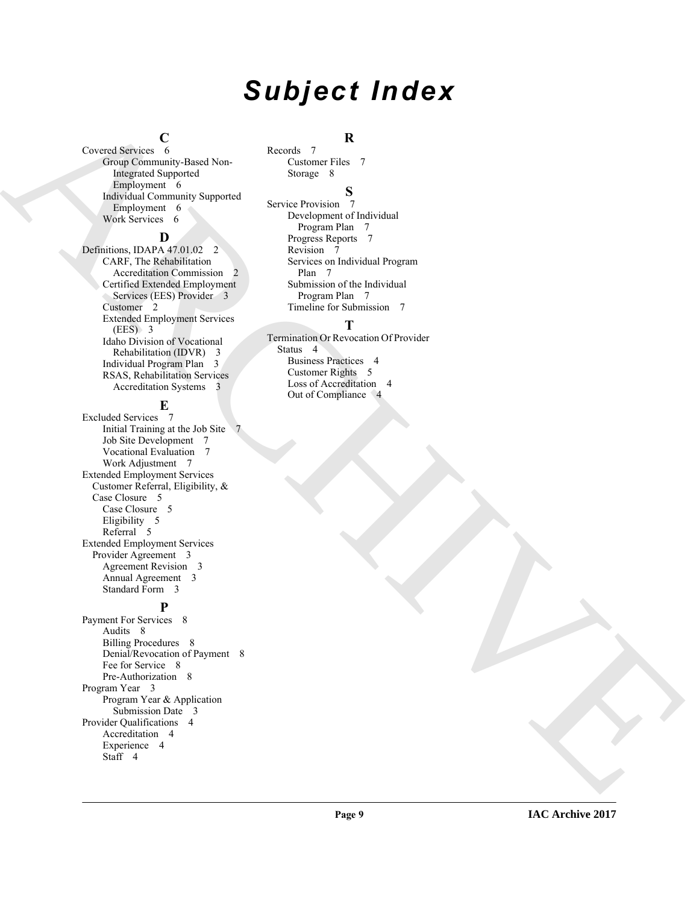# Subject Index

**C**

Covered Services 6
- Group Community-Based Non-Integrated Supported Employment 6
- Individual Community Supported Employment 6
- Work Services 6

**D**

Definitions, IDAPA 47.01.02 2
- CARF, The Rehabilitation Accreditation Commission 2
- Certified Extended Employment Services (EES) Provider 3
- Customer 2
- Extended Employment Services (EES) 3
- Idaho Division of Vocational Rehabilitation (IDVR) 3
- Individual Program Plan 3
- RSAS, Rehabilitation Services Accreditation Systems 3

**E**

Excluded Services 7
- Initial Training at the Job Site 7
- Job Site Development 7
- Vocational Evaluation 7
- Work Adjustment 7

Extended Employment Services Customer Referral, Eligibility, & Case Closure 5
- Case Closure 5
- Eligibility 5
- Referral 5

Extended Employment Services Provider Agreement 3
- Agreement Revision 3
- Annual Agreement 3
- Standard Form 3

**P**

Payment For Services 8
- Audits 8
- Billing Procedures 8
- Denial/Revocation of Payment 8
- Fee for Service 8
- Pre-Authorization 8

Program Year 3
- Program Year & Application Submission Date 3

Provider Qualifications 4
- Accreditation 4
- Experience 4
- Staff 4

**R**

Records 7
- Customer Files 7
- Storage 8

**S**

Service Provision 7
- Development of Individual Program Plan 7
- Progress Reports 7
- Revision 7
- Services on Individual Program Plan 7
- Submission of the Individual Program Plan 7
- Timeline for Submission 7

**T**

Termination Or Revocation Of Provider Status 4
- Business Practices 4
- Customer Rights 5
- Loss of Accreditation 4
- Out of Compliance 4